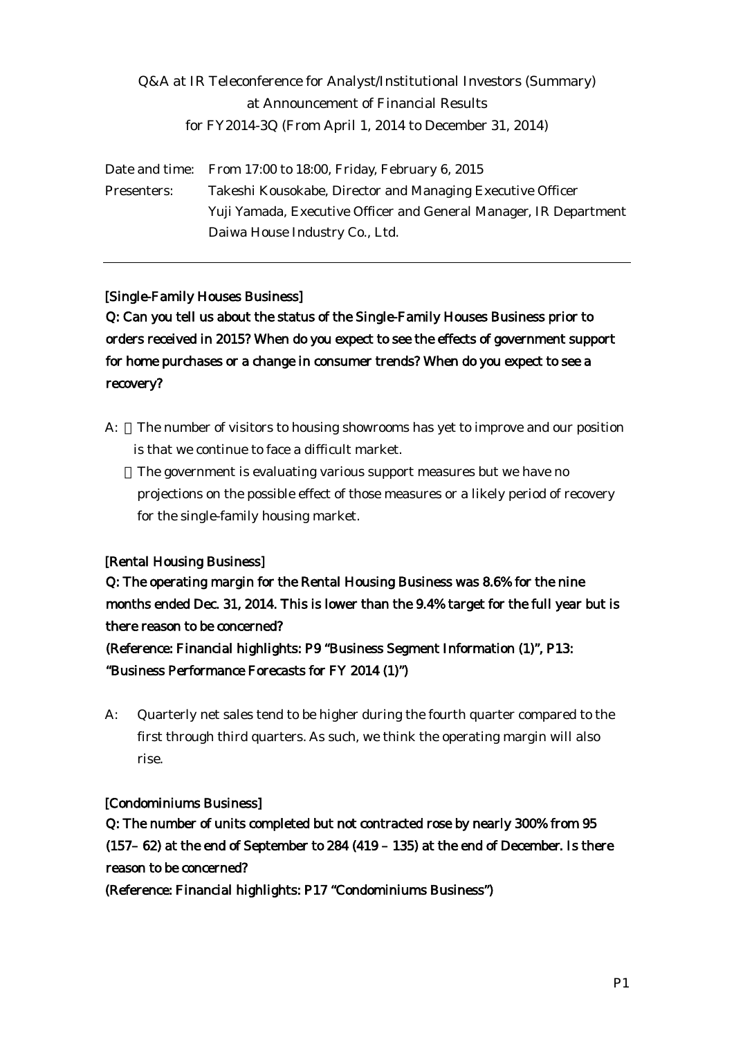# Q&A at IR Teleconference for Analyst/Institutional Investors (Summary) at Announcement of Financial Results for FY2014-3Q (From April 1, 2014 to December 31, 2014)

Date and time: From 17:00 to 18:00, Friday, February 6, 2015

Presenters: Takeshi Kousokabe, Director and Managing Executive Officer
Yuji Yamada, Executive Officer and General Manager, IR Department
Daiwa House Industry Co., Ltd.

---

**[Single-Family Houses Business]**

**Q: Can you tell us about the status of the Single-Family Houses Business prior to orders received in 2015? When do you expect to see the effects of government support for home purchases or a change in consumer trends? When do you expect to see a recovery?**

A: ・The number of visitors to housing showrooms has yet to improve and our position is that we continue to face a difficult market.

・The government is evaluating various support measures but we have no projections on the possible effect of those measures or a likely period of recovery for the single-family housing market.

**[Rental Housing Business]**

**Q: The operating margin for the Rental Housing Business was 8.6% for the nine months ended Dec. 31, 2014. This is lower than the 9.4% target for the full year but is there reason to be concerned?**

**(Reference: Financial highlights: P9 "Business Segment Information (1)", P13: "Business Performance Forecasts for FY 2014 (1)")**

A: Quarterly net sales tend to be higher during the fourth quarter compared to the first through third quarters. As such, we think the operating margin will also rise.

**[Condominiums Business]**

**Q: The number of units completed but not contracted rose by nearly 300% from 95 (157– 62) at the end of September to 284 (419 – 135) at the end of December. Is there reason to be concerned?**

**(Reference: Financial highlights: P17 "Condominiums Business")**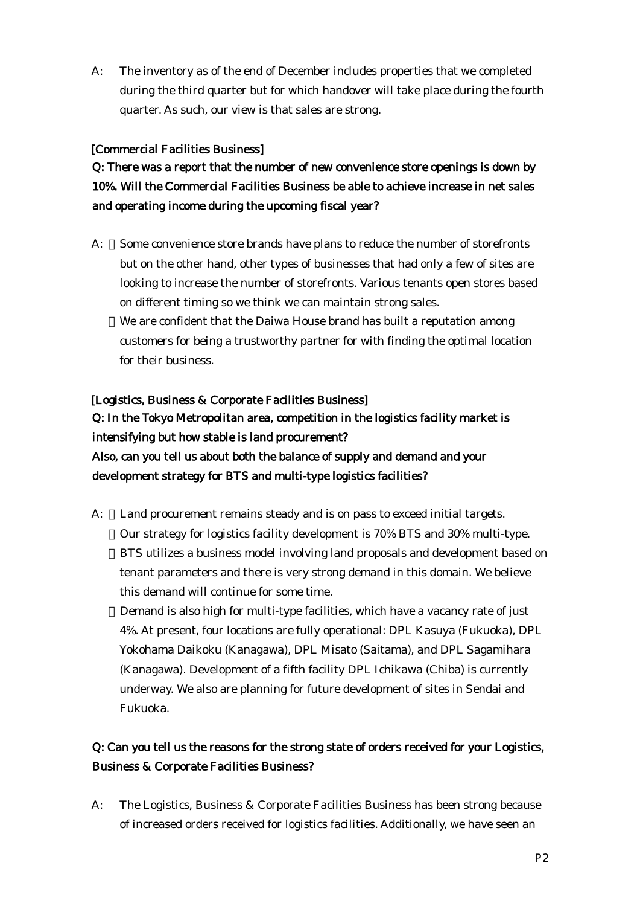A: The inventory as of the end of December includes properties that we completed during the third quarter but for which handover will take place during the fourth quarter. As such, our view is that sales are strong.

**[Commercial Facilities Business]**

**Q: There was a report that the number of new convenience store openings is down by 10%. Will the Commercial Facilities Business be able to achieve increase in net sales and operating income during the upcoming fiscal year?**

A: Some convenience store brands have plans to reduce the number of storefronts but on the other hand, other types of businesses that had only a few of sites are looking to increase the number of storefronts. Various tenants open stores based on different timing so we think we can maintain strong sales.

We are confident that the Daiwa House brand has built a reputation among customers for being a trustworthy partner for with finding the optimal location for their business.

**[Logistics, Business & Corporate Facilities Business]**

**Q: In the Tokyo Metropolitan area, competition in the logistics facility market is intensifying but how stable is land procurement?**
**Also, can you tell us about both the balance of supply and demand and your development strategy for BTS and multi-type logistics facilities?**

A: Land procurement remains steady and is on pass to exceed initial targets.

Our strategy for logistics facility development is 70% BTS and 30% multi-type.

BTS utilizes a business model involving land proposals and development based on tenant parameters and there is very strong demand in this domain. We believe this demand will continue for some time.

Demand is also high for multi-type facilities, which have a vacancy rate of just 4%. At present, four locations are fully operational: DPL Kasuya (Fukuoka), DPL Yokohama Daikoku (Kanagawa), DPL Misato (Saitama), and DPL Sagamihara (Kanagawa). Development of a fifth facility DPL Ichikawa (Chiba) is currently underway. We also are planning for future development of sites in Sendai and Fukuoka.

**Q: Can you tell us the reasons for the strong state of orders received for your Logistics, Business & Corporate Facilities Business?**

A: The Logistics, Business & Corporate Facilities Business has been strong because of increased orders received for logistics facilities. Additionally, we have seen an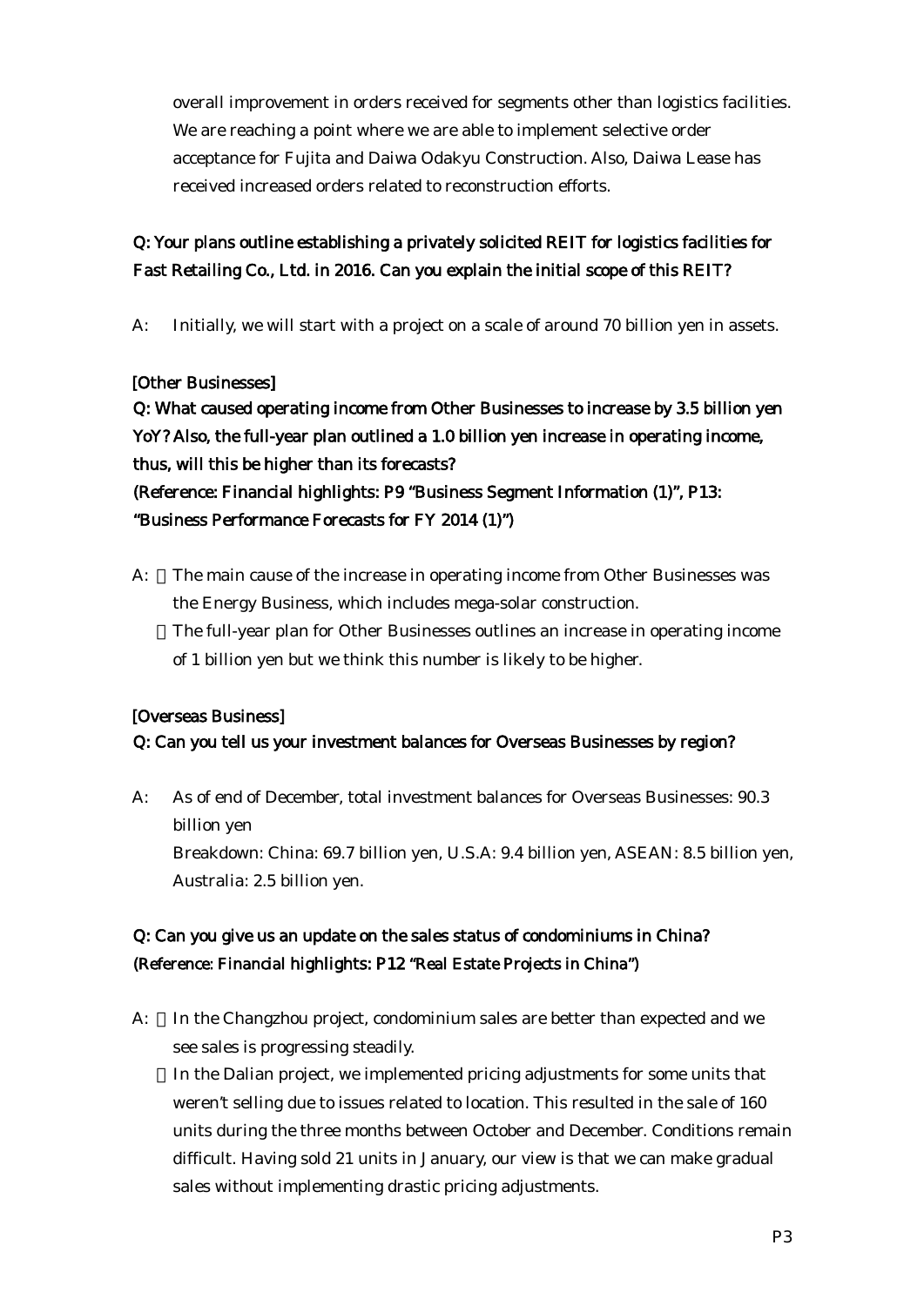overall improvement in orders received for segments other than logistics facilities. We are reaching a point where we are able to implement selective order acceptance for Fujita and Daiwa Odakyu Construction. Also, Daiwa Lease has received increased orders related to reconstruction efforts.

**Q: Your plans outline establishing a privately solicited REIT for logistics facilities for Fast Retailing Co., Ltd. in 2016. Can you explain the initial scope of this REIT?**

A: Initially, we will start with a project on a scale of around 70 billion yen in assets.

**[Other Businesses]**

**Q: What caused operating income from Other Businesses to increase by 3.5 billion yen YoY? Also, the full-year plan outlined a 1.0 billion yen increase in operating income, thus, will this be higher than its forecasts?**
**(Reference: Financial highlights: P9 "Business Segment Information (1)", P13: "Business Performance Forecasts for FY 2014 (1)")**

A: ・The main cause of the increase in operating income from Other Businesses was the Energy Business, which includes mega-solar construction.
・The full-year plan for Other Businesses outlines an increase in operating income of 1 billion yen but we think this number is likely to be higher.

**[Overseas Business]**

**Q: Can you tell us your investment balances for Overseas Businesses by region?**

A: As of end of December, total investment balances for Overseas Businesses: 90.3 billion yen
Breakdown: China: 69.7 billion yen, U.S.A: 9.4 billion yen, ASEAN: 8.5 billion yen, Australia: 2.5 billion yen.

**Q: Can you give us an update on the sales status of condominiums in China?**
**(Reference: Financial highlights: P12 "Real Estate Projects in China")**

A: ・In the Changzhou project, condominium sales are better than expected and we see sales is progressing steadily.
・In the Dalian project, we implemented pricing adjustments for some units that weren't selling due to issues related to location. This resulted in the sale of 160 units during the three months between October and December. Conditions remain difficult. Having sold 21 units in January, our view is that we can make gradual sales without implementing drastic pricing adjustments.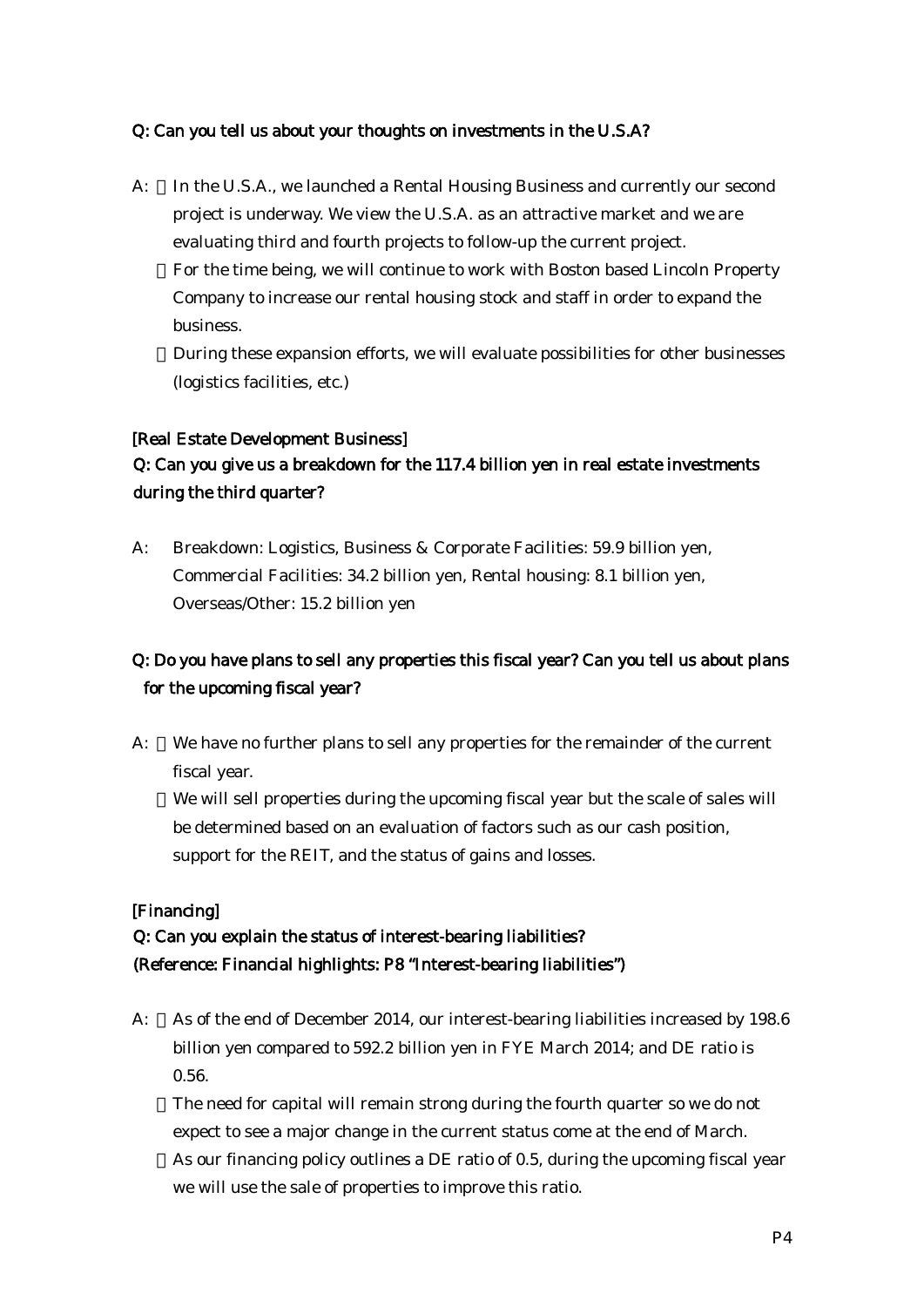**Q: Can you tell us about your thoughts on investments in the U.S.A?**

A: ・In the U.S.A., we launched a Rental Housing Business and currently our second project is underway. We view the U.S.A. as an attractive market and we are evaluating third and fourth projects to follow-up the current project.

・For the time being, we will continue to work with Boston based Lincoln Property Company to increase our rental housing stock and staff in order to expand the business.

・During these expansion efforts, we will evaluate possibilities for other businesses (logistics facilities, etc.)

**[Real Estate Development Business]**

**Q: Can you give us a breakdown for the 117.4 billion yen in real estate investments during the third quarter?**

A: Breakdown: Logistics, Business & Corporate Facilities: 59.9 billion yen, Commercial Facilities: 34.2 billion yen, Rental housing: 8.1 billion yen, Overseas/Other: 15.2 billion yen

**Q: Do you have plans to sell any properties this fiscal year? Can you tell us about plans for the upcoming fiscal year?**

A: ・We have no further plans to sell any properties for the remainder of the current fiscal year.

・We will sell properties during the upcoming fiscal year but the scale of sales will be determined based on an evaluation of factors such as our cash position, support for the REIT, and the status of gains and losses.

**[Financing]**

**Q: Can you explain the status of interest-bearing liabilities?**
**(Reference: Financial highlights: P8 "Interest-bearing liabilities")**

A: ・As of the end of December 2014, our interest-bearing liabilities increased by 198.6 billion yen compared to 592.2 billion yen in FYE March 2014; and DE ratio is 0.56.

・The need for capital will remain strong during the fourth quarter so we do not expect to see a major change in the current status come at the end of March.

・As our financing policy outlines a DE ratio of 0.5, during the upcoming fiscal year we will use the sale of properties to improve this ratio.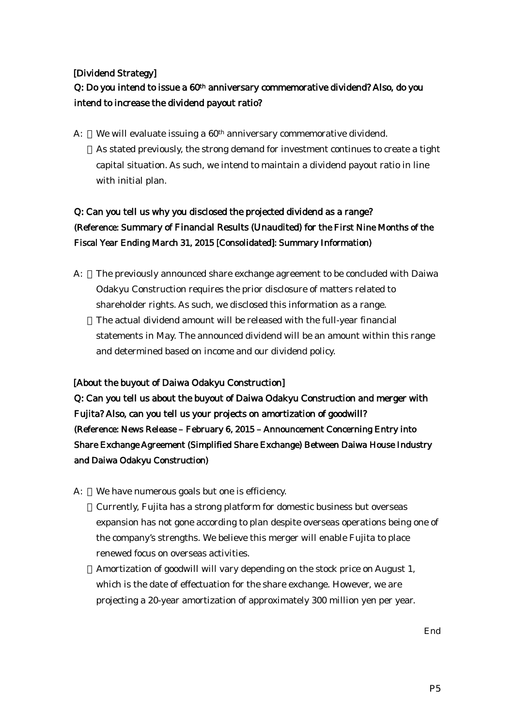**[Dividend Strategy]**

**Q: Do you intend to issue a 60th anniversary commemorative dividend? Also, do you intend to increase the dividend payout ratio?**

A: 
- We will evaluate issuing a 60th anniversary commemorative dividend.
- As stated previously, the strong demand for investment continues to create a tight capital situation. As such, we intend to maintain a dividend payout ratio in line with initial plan.

**Q: Can you tell us why you disclosed the projected dividend as a range?**
**(Reference: Summary of Financial Results (Unaudited) for the First Nine Months of the Fiscal Year Ending March 31, 2015 [Consolidated]: Summary Information)**

A: 
- The previously announced share exchange agreement to be concluded with Daiwa Odakyu Construction requires the prior disclosure of matters related to shareholder rights. As such, we disclosed this information as a range.
- The actual dividend amount will be released with the full-year financial statements in May. The announced dividend will be an amount within this range and determined based on income and our dividend policy.

**[About the buyout of Daiwa Odakyu Construction]**

**Q: Can you tell us about the buyout of Daiwa Odakyu Construction and merger with Fujita? Also, can you tell us your projects on amortization of goodwill?**
**(Reference: News Release – February 6, 2015 – Announcement Concerning Entry into Share Exchange Agreement (Simplified Share Exchange) Between Daiwa House Industry and Daiwa Odakyu Construction)**

A: 
- We have numerous goals but one is efficiency.
- Currently, Fujita has a strong platform for domestic business but overseas expansion has not gone according to plan despite overseas operations being one of the company's strengths. We believe this merger will enable Fujita to place renewed focus on overseas activities.
- Amortization of goodwill will vary depending on the stock price on August 1, which is the date of effectuation for the share exchange. However, we are projecting a 20-year amortization of approximately 300 million yen per year.

End